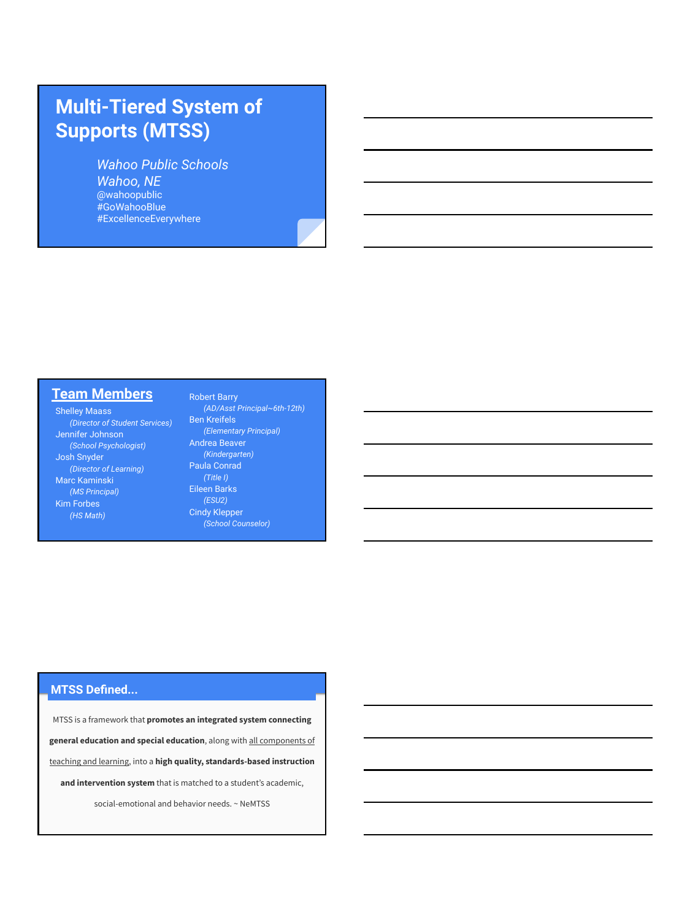# Multi-Tiered System of Supports (MTSS)

*Wahoo Public Schools*
*Wahoo, NE*
@wahoopublic
#GoWahooBlue
#ExcellenceEverywhere

## Team Members

Shelley Maass
*(Director of Student Services)*
Jennifer Johnson
*(School Psychologist)*
Josh Snyder
*(Director of Learning)*
Marc Kaminski
*(MS Principal)*
Kim Forbes
*(HS Math)*
Robert Barry
*(AD/Asst Principal~6th-12th)*
Ben Kreifels
*(Elementary Principal)*
Andrea Beaver
*(Kindergarten)*
Paula Conrad
*(Title I)*
Eileen Barks
*(ESU2)*
Cindy Klepper
*(School Counselor)*

## MTSS Defined...

MTSS is a framework that **promotes an integrated system connecting general education and special education**, along with all components of teaching and learning, into a **high quality, standards-based instruction and intervention system** that is matched to a student's academic, social-emotional and behavior needs. ~ NeMTSS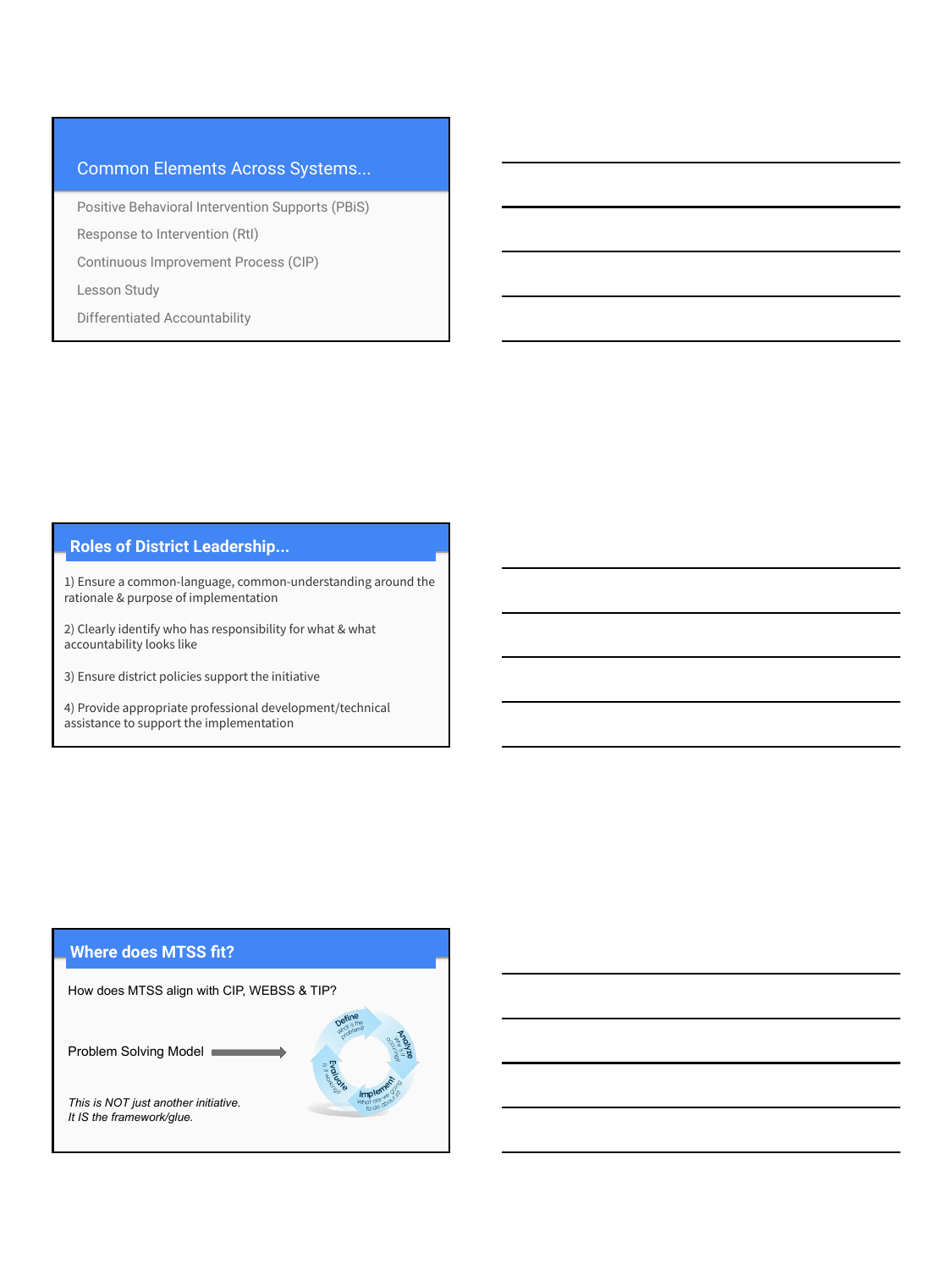## Common Elements Across Systems...

- Positive Behavioral Intervention Supports (PBiS)
- Response to Intervention (RtI)
- Continuous Improvement Process (CIP)
- Lesson Study
- Differentiated Accountability

## Roles of District Leadership...

1) Ensure a common-language, common-understanding around the rationale & purpose of implementation

2) Clearly identify who has responsibility for what & what accountability looks like

3) Ensure district policies support the initiative

4) Provide appropriate professional development/technical assistance to support the implementation

## Where does MTSS fit?

How does MTSS align with CIP, WEBSS & TIP?

Problem Solving Model →

- Define: What is the problem?
- Analyze: Why is it occurring?
- Implement: What are we going to do about it?
- Evaluate: Is it working?

*This is NOT just another initiative.*
*It IS the framework/glue.*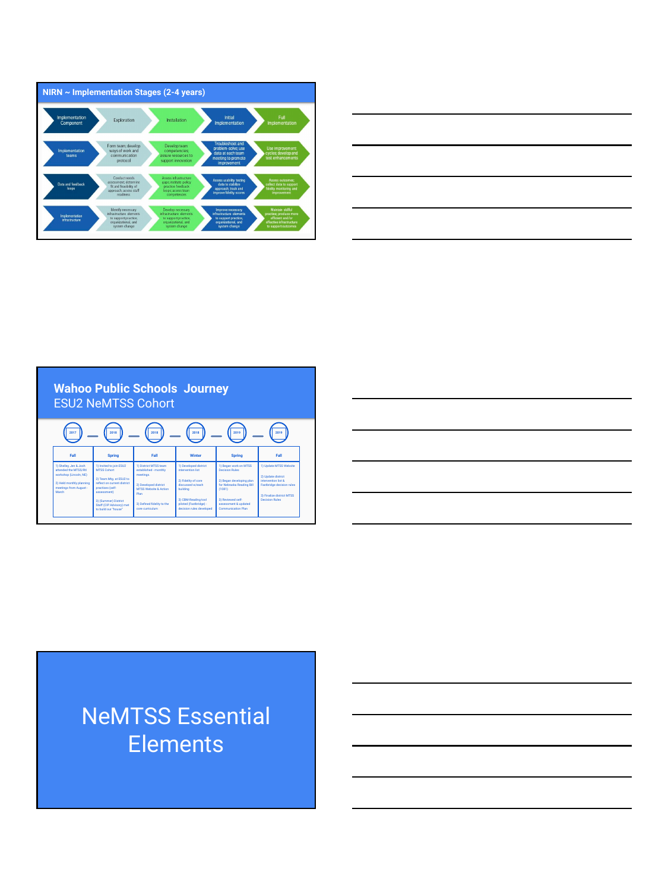## NIRN ~ Implementation Stages (2-4 years)

| Implementation Component | Exploration | Installation | Initial Implementation | Full Implementation |
|---|---|---|---|---|
| Implementation teams | Form team; develop ways of work and communication protocol | Develop team competencies; assure resources to support innovation | Troubleshoot and problem-solve; use data at each team meeting to promote improvement | Use improvement cycles; develop and test enhancements |
| Data and feedback loops | Conduct needs assessment; determine fit and feasibility of approach; assess staff readiness | Assess infrastructure gaps; institute policy practice feedback loops; assess team competencies | Assess usability testing data to stabilize approach; track and improve fidelity scores | Assess outcomes; collect data to support fidelity monitoring and improvement |
| Implementation infrastructure | Identify necessary infrastructure elements to support practice, organizational, and system change | Develop necessary infrastructure elements to support practice, organizational, and system change | Improve necessary infrastructure elements to support practice, organizational, and system change | Maintain skillful practices; produce more efficient and/or effective infrastructure to support outcomes |

## Wahoo Public Schools Journey
ESU2 NeMTSS Cohort

| 2017 Fall | 2018 Spring | 2018 Fall | 2018 Winter | 2019 Spring | 2019 Fall |
|---|---|---|---|---|---|
| 1) Shelley, Jen & Josh attended the MTSS/RtI workshop (Lincoln, NE)<br>2) Held monthly planning meetings from August - March | 1) Invited to join ESU2 MTSS Cohort<br>2) Team Mtg. at ESU2 to reflect on current district practices (self-assessment)<br>3) (Summer) District Staff (CIP Advisory) met to build our "house" | 1) District MTSS team established - monthly meetings<br>2) Developed district MTSS Website & Action Plan<br>3) Defined fidelity to the core curriculum | 1) Developed district intervention list<br>2) Fidelity of core discussed w/each building<br>3) CBM-Reading tool piloted (Fastbridge) - decision rules developed | 1) Began work on MTSS Decision Rules<br>2) Began developing plan for Nebraska Reading Bill (1081)<br>3) Reviewed self-assessment & updated Communication Plan | 1) Update MTSS Website<br>2) Update district intervention list & Fastbridge decision rules<br>3) Finalize district MTSS Decision Rules |

# NeMTSS Essential Elements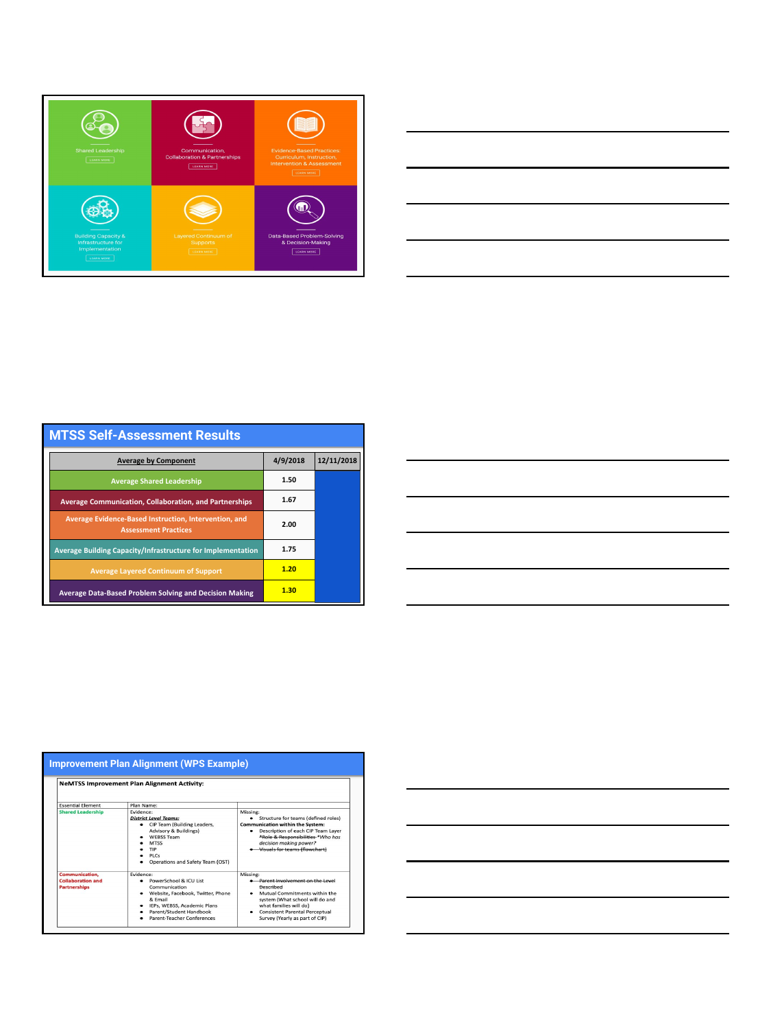Shared Leadership
LEARN MORE

Communication, Collaboration & Partnerships
LEARN MORE

Evidence-Based Practices: Curriculum, Instruction, Intervention & Assessment
LEARN MORE

Building Capacity & Infrastructure for Implementation
LEARN MORE

Layered Continuum of Supports
LEARN MORE

Data-Based Problem-Solving & Decision-Making
LEARN MORE

## MTSS Self-Assessment Results

| Average by Component | 4/9/2018 | 12/11/2018 |
|---|---|---|
| Average Shared Leadership | 1.50 | |
| Average Communication, Collaboration, and Partnerships | 1.67 | |
| Average Evidence-Based Instruction, Intervention, and Assessment Practices | 2.00 | |
| Average Building Capacity/Infrastructure for Implementation | 1.75 | |
| Average Layered Continuum of Support | 1.20 | |
| Average Data-Based Problem Solving and Decision Making | 1.30 | |

## Improvement Plan Alignment (WPS Example)

**NeMTSS Improvement Plan Alignment Activity:**

| Essential Element | Plan Name: | |
|---|---|---|
| Shared Leadership | Evidence:<br>***District Level Teams:***<br>• CIP Team (Building Leaders, Advisory & Buildings)<br>• WEBSS Team<br>• MTSS<br>• TIP<br>• PLCs<br>• Operations and Safety Team (OST) | Missing:<br>• Structure for teams (defined roles)<br>**Communication within the System:**<br>• Description of each CIP Team Layer<br>~~*Role & Responsibilities~~ *Who has decision making power?*<br>• ~~Visuals for teams (flowchart)~~ |
| Communication, Collaboration and Partnerships | Evidence:<br>• PowerSchool & ICU List Communication<br>• Website, Facebook, Twitter, Phone & Email<br>• IEPs, WEBSS, Academic Plans<br>• Parent/Student Handbook<br>• Parent-Teacher Conferences | Missing:<br>• ~~Parent involvement on the Level Described~~<br>• Mutual Commitments within the system (What school will do and what families will do)<br>• Consistent Parental Perceptual Survey (Yearly as part of CIP) |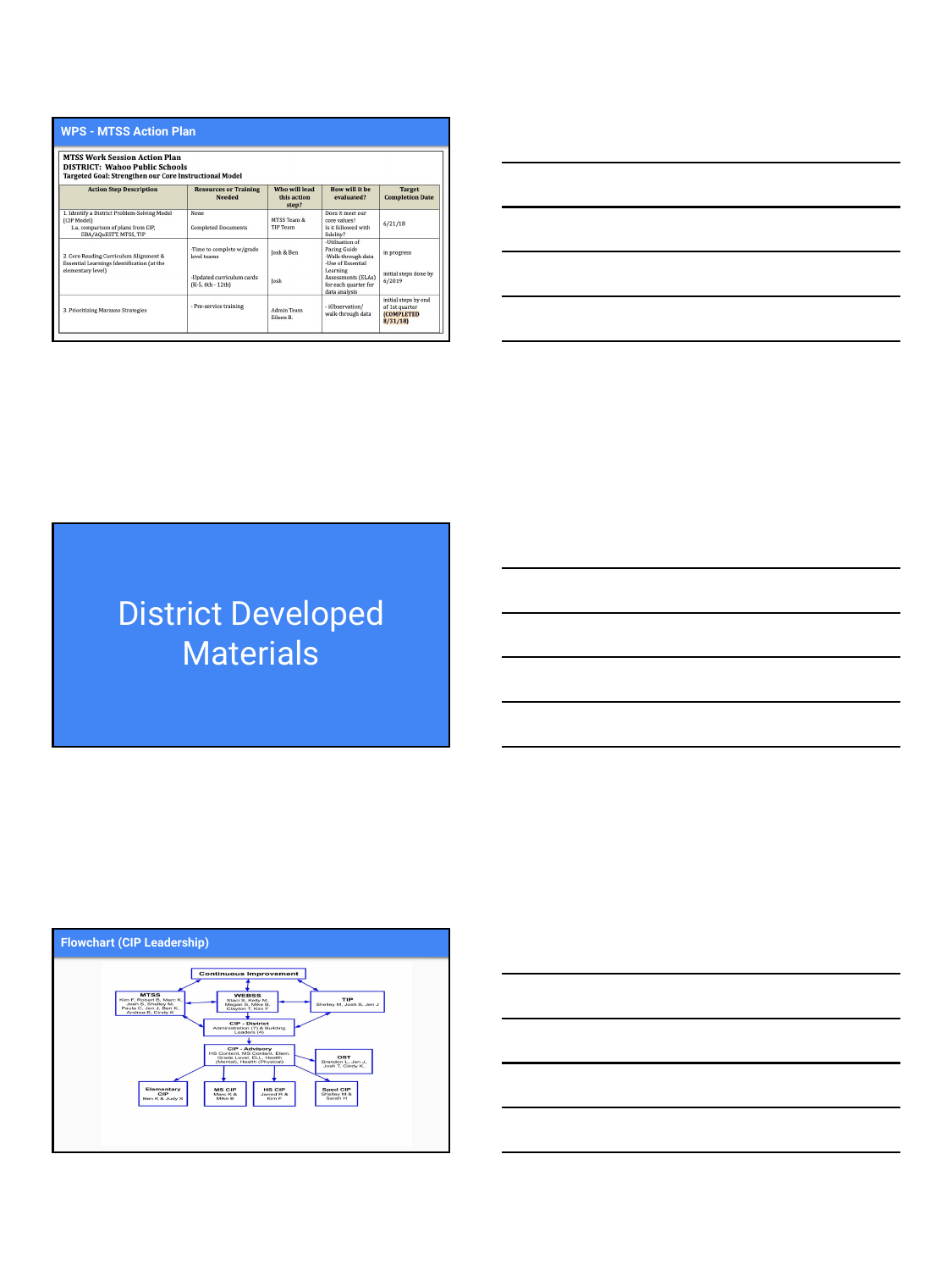## WPS - MTSS Action Plan

**MTSS Work Session Action Plan**
**DISTRICT: Wahoo Public Schools**
**Targeted Goal: Strengthen our Core Instructional Model**

| Action Step Description | Resources or Training Needed | Who will lead this action step? | How will it be evaluated? | Target Completion Date |
|---|---|---|---|---|
| 1. Identify a District Problem-Solving Model (CIP Model) 1.a. comparison of plans from CIP, EBA/AQuESTT, MTSS, TIP | None<br>Completed Documents | MTSS Team & TIP Team | Does it meet our core values? Is it followed with fidelity? | 6/21/18 |
| 2. Core Reading Curriculum Alignment & Essential Learnings Identification (at the elementary level) | -Time to complete w/grade level teams<br>-Updated curriculum cards (K-5, 6th - 12th) | Josh & Ben<br>Josh | -Utilization of Pacing Guide -Walk-through data -Use of Essential Learning Assessments (ELAs) for each quarter for data analysis | in progress<br>initial steps done by 6/2019 |
| 3. Prioritizing Marzano Strategies | - Pre-service training | Admin Team Eileen B. | - iObservation/ walk-through data | initial steps by end of 1st quarter **(COMPLETED 8/31/18)** |

# District Developed Materials

## Flowchart (CIP Leadership)

- **Continuous Improvement**
  - **MTSS**: Kim F, Robert B, Marc K, Josh S, Shelley M, Paula C, Jen J, Ben K, Andrea B, Cindy K
  - **WEBSS**: Staci S, Kelly M, Megan S, Mike B, Clayton T, Kim F
  - **TIP**: Shelley M, Josh S, Jen J
- **CIP - District**: Administration (7) & Building Leaders (4)
- **CIP - Advisory**: HS Content, MS Content, Elem. Grade Level, ELL, Health (Mental), Health (Physical)
  - **OST**: Brandon L, Jen J, Josh T, Cindy K
  - **Elementary CIP**: Ben K & Judy S
  - **MS CIP**: Marc K & Mike B
  - **HS CIP**: Jarred R & Kim F
  - **Sped CIP**: Shelley M & Sarah H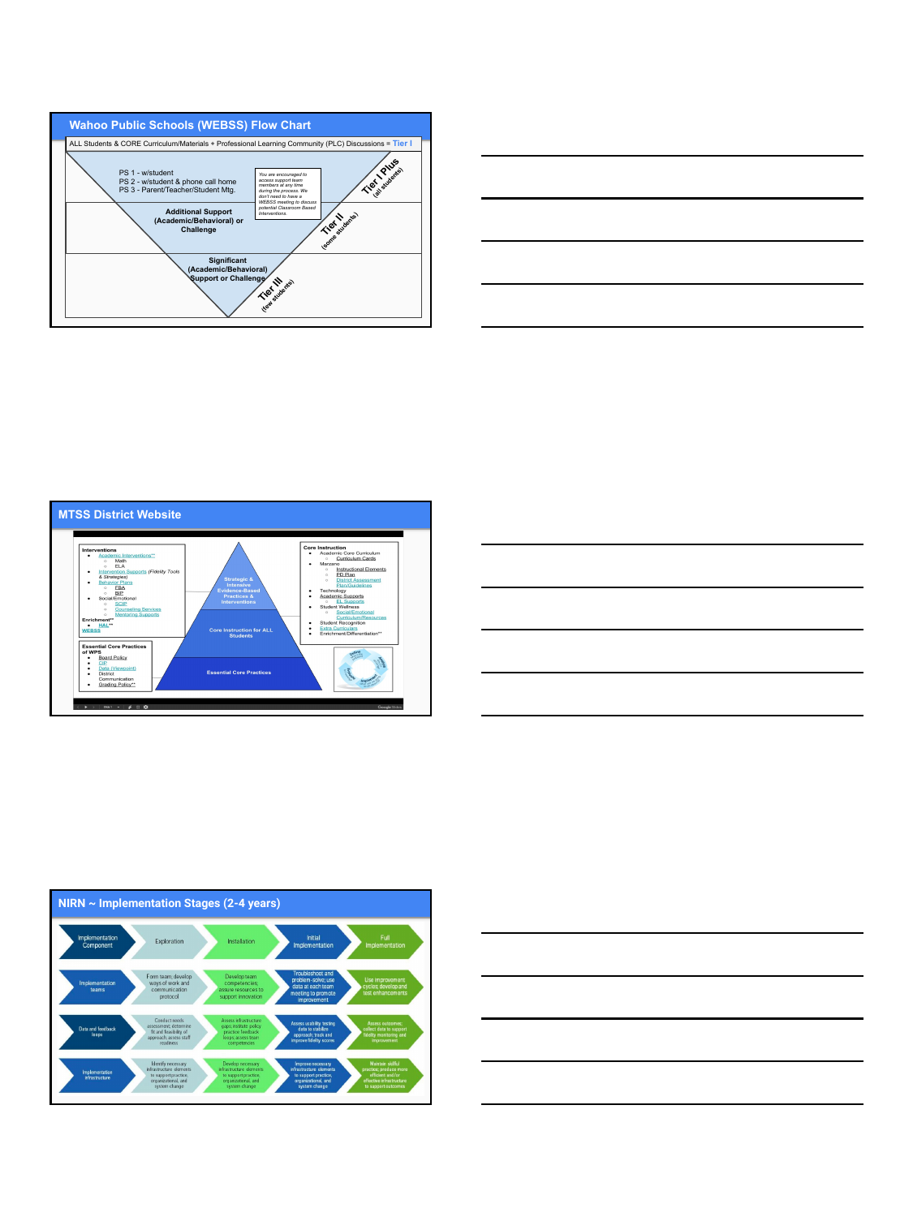## Wahoo Public Schools (WEBSS) Flow Chart

ALL Students & CORE Curriculum/Materials + Professional Learning Community (PLC) Discussions = Tier I

PS 1 - w/student
PS 2 - w/student & phone call home
PS 3 - Parent/Teacher/Student Mtg.

*You are encouraged to access support team members at any time during the process. We don't need to have a WEBSS meeting to discuss potential Classroom Based Interventions.*

Tier I Plus (all students)

**Additional Support (Academic/Behavioral) or Challenge**

Tier II (some students)

**Significant (Academic/Behavioral) Support or Challenge**

Tier III (few students)

## MTSS District Website

**Interventions**
- Academic Interventions**
  - Math
  - ELA
- Intervention Supports (Fidelity Tools & Strategies)
- Behavior Plans
  - FBA
  - BIP
- Social/Emotional
  - SCIP
  - Counseling Services
  - Mentoring Supports

**Enrichment****
- HAL**

WEBSS

**Essential Core Practices of WPS**
- Board Policy
- CIP
- Data (Viewpoint)
- District Communication
- Grading Policy**

Strategic & Intensive Evidence-Based Practices & Interventions

Core Instruction for ALL Students

Essential Core Practices

**Core Instruction**
- Academic Core Curriculum
  - Curriculum Cards
- Marzano
  - Instructional Elements
  - PD Plan
  - District Assessment Plan/Guidelines
- Technology
- Academic Supports
  - EL Supports
- Student Wellness
  - Social/Emotional Curriculum/Resources
- Student Recognition
- Extra Curriculars
- Enrichment/Differentiation**

## NIRN ~ Implementation Stages (2-4 years)

| Implementation Component | Exploration | Installation | Initial Implementation | Full Implementation |
|---|---|---|---|---|
| Implementation teams | Form team; develop ways of work and communication protocol | Develop team competencies; assure resources to support innovation | Troubleshoot and problem-solve; use data at each team meeting to promote improvement | Use improvement cycles; develop and test enhancements |
| Data and feedback loops | Conduct needs assessment; determine fit and feasibility of approach; assess staff readiness | Assess infrastructure gaps; institute policy practice feedback loops; assess team competencies | Assess usability testing data to stabilize approach; track and improve fidelity scores | Assess outcomes; collect data to support fidelity monitoring and improvement |
| Implementation infrastructure | Identify necessary infrastructure elements to support practice, organizational, and system change | Develop necessary infrastructure elements to support practice, organizational, and system change | Improve necessary infrastructure elements to support practice, organizational, and system change | Maintain skillful practices; produce more efficient and/or effective infrastructure to support outcomes |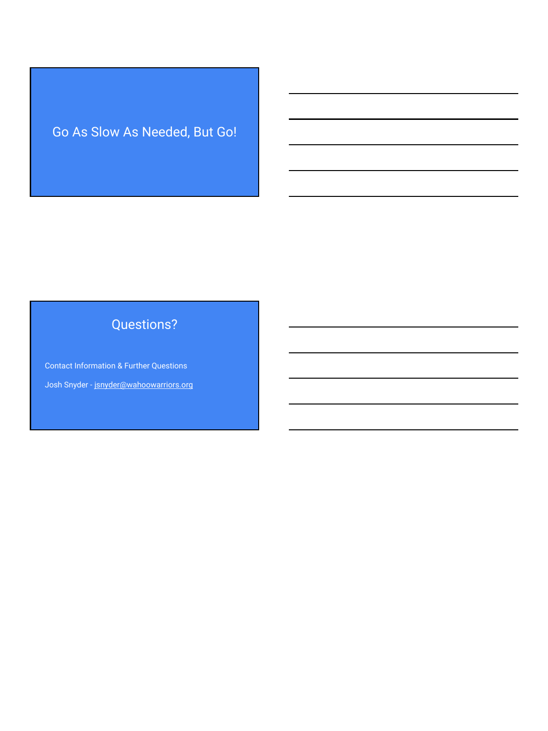## Go As Slow As Needed, But Go!

## Questions?

Contact Information & Further Questions

Josh Snyder - jsnyder@wahoowarriors.org